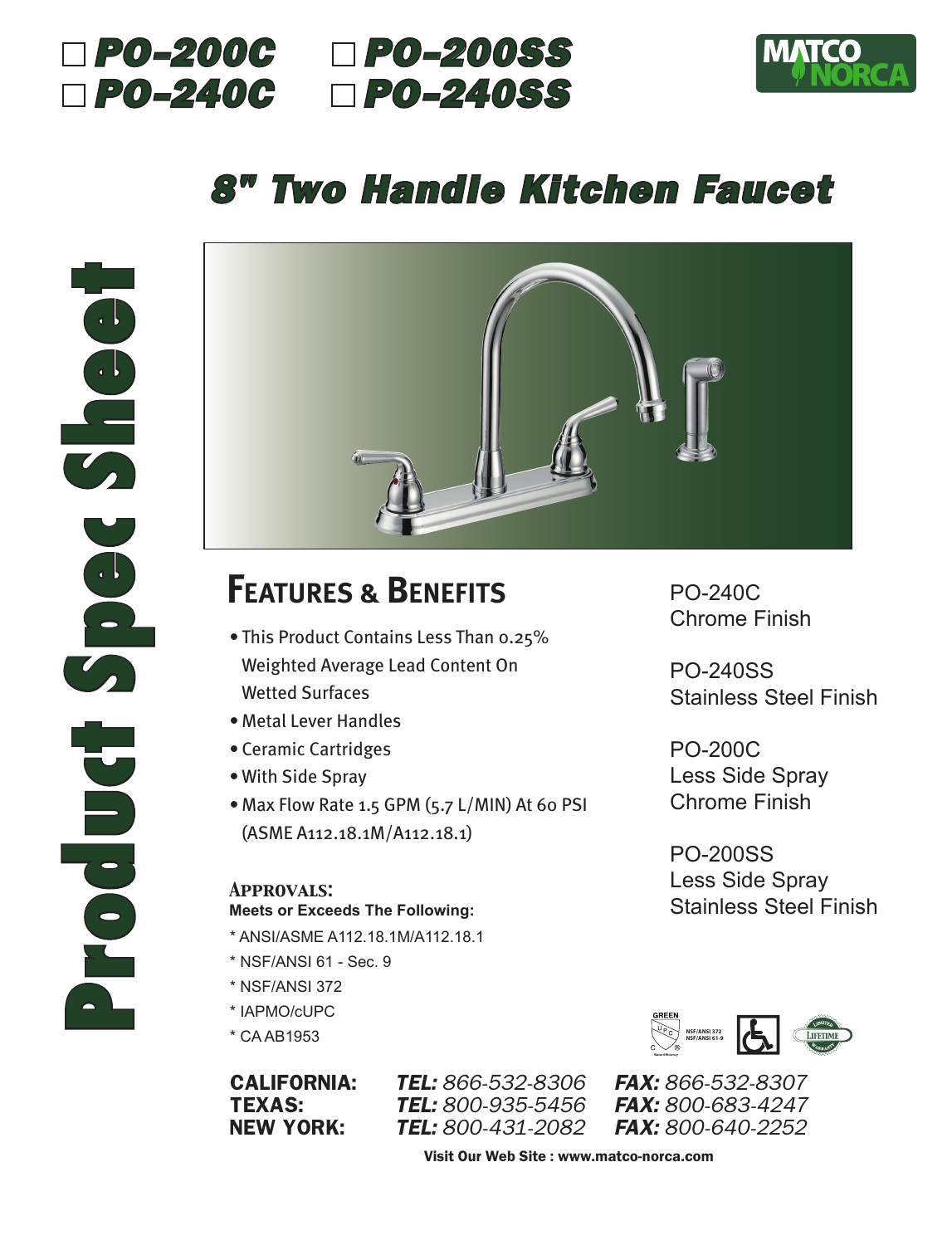☐ PO-200C ☐ PO-200SS
☐ PO-240C ☐ PO-240SS

MATCO NORCA

# 8" Two Handle Kitchen Faucet

Product Spec Sheet

## FEATURES & BENEFITS

- This Product Contains Less Than 0.25% Weighted Average Lead Content On Wetted Surfaces
- Metal Lever Handles
- Ceramic Cartridges
- With Side Spray
- Max Flow Rate 1.5 GPM (5.7 L/MIN) At 60 PSI (ASME A112.18.1M/A112.18.1)

PO-240C
Chrome Finish

PO-240SS
Stainless Steel Finish

PO-200C
Less Side Spray
Chrome Finish

PO-200SS
Less Side Spray
Stainless Steel Finish

### APPROVALS:

**Meets or Exceeds The Following:**

* ANSI/ASME A112.18.1M/A112.18.1
* NSF/ANSI 61 - Sec. 9
* NSF/ANSI 372
* IAPMO/cUPC
* CA AB1953

| | | |
|---|---|---|
| **CALIFORNIA:** | ***TEL:*** *866-532-8306* | ***FAX:*** *866-532-8307* |
| **TEXAS:** | ***TEL:*** *800-935-5456* | ***FAX:*** *800-683-4247* |
| **NEW YORK:** | ***TEL:*** *800-431-2082* | ***FAX:*** *800-640-2252* |

**Visit Our Web Site : www.matco-norca.com**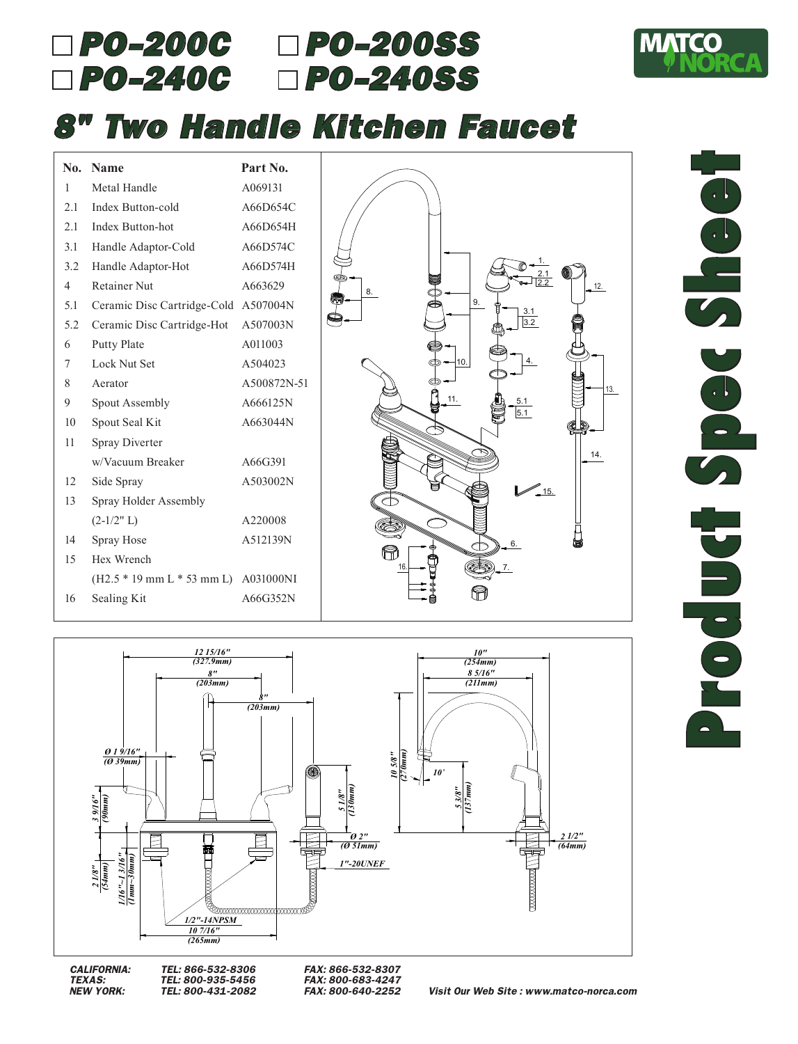# ☐ PO-200C ☐ PO-200SS
# ☐ PO-240C ☐ PO-240SS

MATCO NORCA

## 8" Two Handle Kitchen Faucet

| No. | Name | Part No. |
|---|---|---|
| 1 | Metal Handle | A069131 |
| 2.1 | Index Button-cold | A66D654C |
| 2.1 | Index Button-hot | A66D654H |
| 3.1 | Handle Adaptor-Cold | A66D574C |
| 3.2 | Handle Adaptor-Hot | A66D574H |
| 4 | Retainer Nut | A663629 |
| 5.1 | Ceramic Disc Cartridge-Cold | A507004N |
| 5.2 | Ceramic Disc Cartridge-Hot | A507003N |
| 6 | Putty Plate | A011003 |
| 7 | Lock Nut Set | A504023 |
| 8 | Aerator | A500872N-51 |
| 9 | Spout Assembly | A666125N |
| 10 | Spout Seal Kit | A663044N |
| 11 | Spray Diverter w/Vacuum Breaker | A66G391 |
| 12 | Side Spray | A503002N |
| 13 | Spray Holder Assembly (2-1/2" L) | A220008 |
| 14 | Spray Hose | A512139N |
| 15 | Hex Wrench (H2.5 * 19 mm L * 53 mm L) | A031000NI |
| 16 | Sealing Kit | A66G352N |

1.
2.1
2.2
3.1
3.2
4.
5.1
5.1
6.
7.
8.
9.
10.
11.
12.
13.
14.
15.
16.

12 15/16"
(327.9mm)
8"
(203mm)
8"
(203mm)
Ø 1 9/16"
(Ø 39mm)
3 9/16"
(90mm)
2 1/8"
(54mm)
1/16"~1 3/16"
(1mm~30mm)
5 1/8"
(130mm)
Ø 2"
(Ø 51mm)
1"-20UNEF
1/2"-14NPSM
10 7/16"
(265mm)

10"
(254mm)
8 5/16"
(211mm)
10 5/8"
(270mm)
10°
5 3/8"
(137mm)
2 1/2"
(64mm)

Product Spec Sheet

| | | |
|---|---|---|
| CALIFORNIA: | TEL: 866-532-8306 | FAX: 866-532-8307 |
| TEXAS: | TEL: 800-935-5456 | FAX: 800-683-4247 |
| NEW YORK: | TEL: 800-431-2082 | FAX: 800-640-2252 |

Visit Our Web Site : www.matco-norca.com